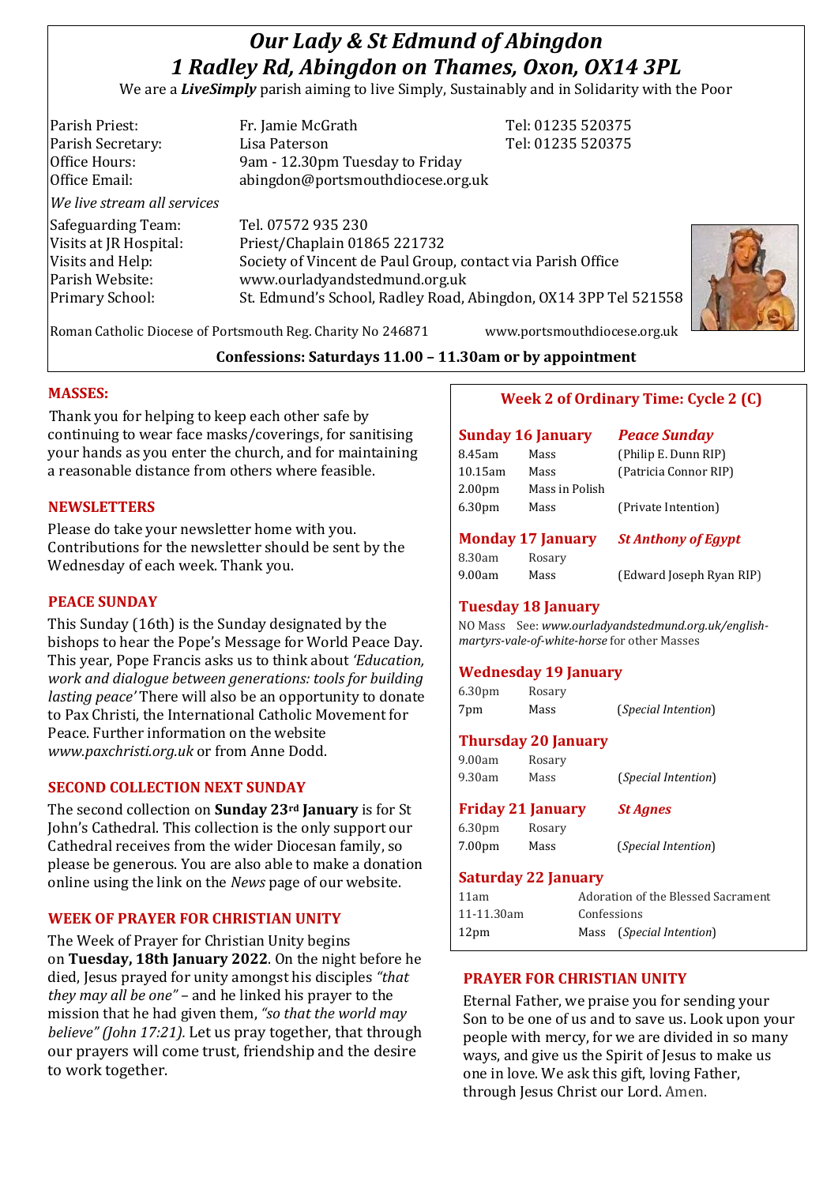# *Our Lady & St Edmund of Abingdon*
# *1 Radley Rd, Abingdon on Thames, Oxon, OX14 3PL*

We are a ***LiveSimply*** parish aiming to live Simply, Sustainably and in Solidarity with the Poor

| | | |
|---|---|---|
| Parish Priest: | Fr. Jamie McGrath | Tel: 01235 520375 |
| Parish Secretary: | Lisa Paterson | Tel: 01235 520375 |
| Office Hours: | 9am - 12.30pm Tuesday to Friday | |
| Office Email: | abingdon@portsmouthdiocese.org.uk | |

*We live stream all services*

| | |
|---|---|
| Safeguarding Team: | Tel. 07572 935 230 |
| Visits at JR Hospital: | Priest/Chaplain 01865 221732 |
| Visits and Help: | Society of Vincent de Paul Group, contact via Parish Office |
| Parish Website: | www.ourladyandstedmund.org.uk |
| Primary School: | St. Edmund's School, Radley Road, Abingdon, OX14 3PP Tel 521558 |

Roman Catholic Diocese of Portsmouth Reg. Charity No 246871 www.portsmouthdiocese.org.uk

**Confessions: Saturdays 11.00 – 11.30am or by appointment**

## MASSES:

Thank you for helping to keep each other safe by continuing to wear face masks/coverings, for sanitising your hands as you enter the church, and for maintaining a reasonable distance from others where feasible.

## NEWSLETTERS

Please do take your newsletter home with you. Contributions for the newsletter should be sent by the Wednesday of each week. Thank you.

## PEACE SUNDAY

This Sunday (16th) is the Sunday designated by the bishops to hear the Pope's Message for World Peace Day. This year, Pope Francis asks us to think about *'Education, work and dialogue between generations: tools for building lasting peace'* There will also be an opportunity to donate to Pax Christi, the International Catholic Movement for Peace. Further information on the website *www.paxchristi.org.uk* or from Anne Dodd.

## SECOND COLLECTION NEXT SUNDAY

The second collection on **Sunday 23rd January** is for St John's Cathedral. This collection is the only support our Cathedral receives from the wider Diocesan family, so please be generous. You are also able to make a donation online using the link on the *News* page of our website.

## WEEK OF PRAYER FOR CHRISTIAN UNITY

The Week of Prayer for Christian Unity begins on **Tuesday, 18th January 2022**. On the night before he died, Jesus prayed for unity amongst his disciples *"that they may all be one"* – and he linked his prayer to the mission that he had given them, *"so that the world may believe" (John 17:21).* Let us pray together, that through our prayers will come trust, friendship and the desire to work together.

## Week 2 of Ordinary Time: Cycle 2 (C)

### Sunday 16 January — *Peace Sunday*

| | | |
|---|---|---|
| 8.45am | Mass | (Philip E. Dunn RIP) |
| 10.15am | Mass | (Patricia Connor RIP) |
| 2.00pm | Mass in Polish | |
| 6.30pm | Mass | (Private Intention) |

### Monday 17 January — *St Anthony of Egypt*

| | | |
|---|---|---|
| 8.30am | Rosary | |
| 9.00am | Mass | (Edward Joseph Ryan RIP) |

### Tuesday 18 January

NO Mass See: *www.ourladyandstedmund.org.uk/english-martyrs-vale-of-white-horse* for other Masses

### Wednesday 19 January

| | | |
|---|---|---|
| 6.30pm | Rosary | |
| 7pm | Mass | (*Special Intention*) |

### Thursday 20 January

| | | |
|---|---|---|
| 9.00am | Rosary | |
| 9.30am | Mass | (*Special Intention*) |

### Friday 21 January — *St Agnes*

| | | |
|---|---|---|
| 6.30pm | Rosary | |
| 7.00pm | Mass | (*Special Intention*) |

### Saturday 22 January

| | |
|---|---|
| 11am | Adoration of the Blessed Sacrament |
| 11-11.30am | Confessions |
| 12pm | Mass (*Special Intention*) |

## PRAYER FOR CHRISTIAN UNITY

Eternal Father, we praise you for sending your Son to be one of us and to save us. Look upon your people with mercy, for we are divided in so many ways, and give us the Spirit of Jesus to make us one in love. We ask this gift, loving Father, through Jesus Christ our Lord. Amen.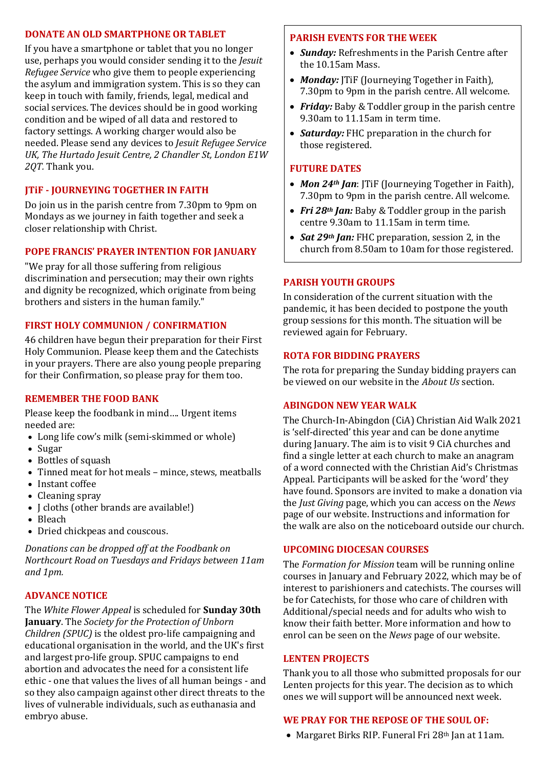## DONATE AN OLD SMARTPHONE OR TABLET

If you have a smartphone or tablet that you no longer use, perhaps you would consider sending it to the *Jesuit Refugee Service* who give them to people experiencing the asylum and immigration system. This is so they can keep in touch with family, friends, legal, medical and social services. The devices should be in good working condition and be wiped of all data and restored to factory settings. A working charger would also be needed. Please send any devices to *Jesuit Refugee Service UK, The Hurtado Jesuit Centre, 2 Chandler St, London E1W 2QT.* Thank you.

## JTiF - JOURNEYING TOGETHER IN FAITH

Do join us in the parish centre from 7.30pm to 9pm on Mondays as we journey in faith together and seek a closer relationship with Christ.

## POPE FRANCIS' PRAYER INTENTION FOR JANUARY

"We pray for all those suffering from religious discrimination and persecution; may their own rights and dignity be recognized, which originate from being brothers and sisters in the human family."

## FIRST HOLY COMMUNION / CONFIRMATION

46 children have begun their preparation for their First Holy Communion. Please keep them and the Catechists in your prayers. There are also young people preparing for their Confirmation, so please pray for them too.

## REMEMBER THE FOOD BANK

Please keep the foodbank in mind…. Urgent items needed are:

- Long life cow's milk (semi-skimmed or whole)
- Sugar
- Bottles of squash
- Tinned meat for hot meals – mince, stews, meatballs
- Instant coffee
- Cleaning spray
- J cloths (other brands are available!)
- Bleach
- Dried chickpeas and couscous.

*Donations can be dropped off at the Foodbank on Northcourt Road on Tuesdays and Fridays between 11am and 1pm.*

## ADVANCE NOTICE

The *White Flower Appeal* is scheduled for **Sunday 30th January**. The *Society for the Protection of Unborn Children (SPUC)* is the oldest pro-life campaigning and educational organisation in the world, and the UK's first and largest pro-life group. SPUC campaigns to end abortion and advocates the need for a consistent life ethic - one that values the lives of all human beings - and so they also campaign against other direct threats to the lives of vulnerable individuals, such as euthanasia and embryo abuse.

## PARISH EVENTS FOR THE WEEK

- ***Sunday:*** Refreshments in the Parish Centre after the 10.15am Mass.
- ***Monday:*** JTiF (Journeying Together in Faith), 7.30pm to 9pm in the parish centre. All welcome.
- ***Friday:*** Baby & Toddler group in the parish centre 9.30am to 11.15am in term time.
- ***Saturday:*** FHC preparation in the church for those registered.

## FUTURE DATES

- ***Mon 24th Jan***: JTiF (Journeying Together in Faith), 7.30pm to 9pm in the parish centre. All welcome.
- ***Fri 28th Jan:*** Baby & Toddler group in the parish centre 9.30am to 11.15am in term time.
- ***Sat 29th Jan:*** FHC preparation, session 2, in the church from 8.50am to 10am for those registered.

## PARISH YOUTH GROUPS

In consideration of the current situation with the pandemic, it has been decided to postpone the youth group sessions for this month. The situation will be reviewed again for February.

## ROTA FOR BIDDING PRAYERS

The rota for preparing the Sunday bidding prayers can be viewed on our website in the *About Us* section.

## ABINGDON NEW YEAR WALK

The Church-In-Abingdon (CiA) Christian Aid Walk 2021 is 'self-directed' this year and can be done anytime during January. The aim is to visit 9 CiA churches and find a single letter at each church to make an anagram of a word connected with the Christian Aid's Christmas Appeal. Participants will be asked for the 'word' they have found. Sponsors are invited to make a donation via the *Just Giving* page, which you can access on the *News* page of our website. Instructions and information for the walk are also on the noticeboard outside our church.

## UPCOMING DIOCESAN COURSES

The *Formation for Mission* team will be running online courses in January and February 2022, which may be of interest to parishioners and catechists. The courses will be for Catechists, for those who care of children with Additional/special needs and for adults who wish to know their faith better. More information and how to enrol can be seen on the *News* page of our website.

## LENTEN PROJECTS

Thank you to all those who submitted proposals for our Lenten projects for this year. The decision as to which ones we will support will be announced next week.

## WE PRAY FOR THE REPOSE OF THE SOUL OF:

- Margaret Birks RIP. Funeral Fri 28th Jan at 11am.